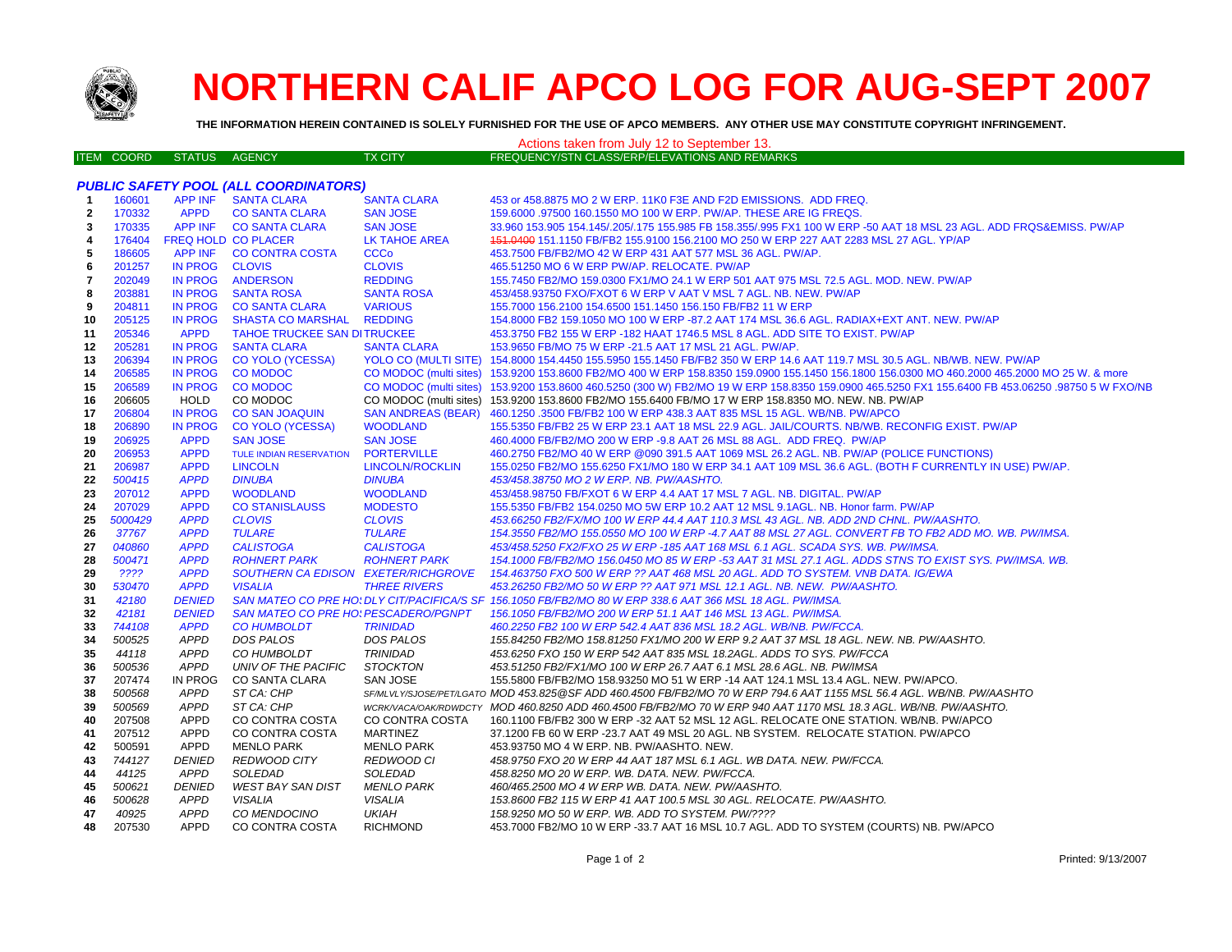# NORTHERN CALIF APCO LOG FOR AUG-SEPT 2007

**THE INFORMATION HEREIN CONTAINED IS SOLELY FURNISHED FOR THE USE OF APCO MEMBERS. ANY OTHER USE MAY CONSTITUTE COPYRIGHT INFRINGEMENT.**

Actions taken from July 12 to September 13.

| ITEM | COORD | STATUS | AGENCY | TX CITY | FREQUENCY/STN CLASS/ERP/ELEVATIONS AND REMARKS |
|---|---|---|---|---|---|
| | | | ***PUBLIC SAFETY POOL (ALL COORDINATORS)*** | | |
| 1 | 160601 | APP INF | SANTA CLARA | SANTA CLARA | 453 or 458.8875 MO 2 W ERP. 11K0 F3E AND F2D EMISSIONS. ADD FREQ. |
| 2 | 170332 | APPD | CO SANTA CLARA | SAN JOSE | 159.6000 .97500 160.1550 MO 100 W ERP. PW/AP. THESE ARE IG FREQS. |
| 3 | 170335 | APP INF | CO SANTA CLARA | SAN JOSE | 33.960 153.905 154.145/.205/.175 155.985 FB 158.355/.995 FX1 100 W ERP -50 AAT 18 MSL 23 AGL. ADD FRQS&EMISS. PW/AP |
| 4 | 176404 | FREQ HOLD | CO PLACER | LK TAHOE AREA | ~~151.0400~~ 151.1150 FB/FB2 155.9100 156.2100 MO 250 W ERP 227 AAT 2283 MSL 27 AGL. YP/AP |
| 5 | 186605 | APP INF | CO CONTRA COSTA | CCCo | 453.7500 FB/FB2/MO 42 W ERP 431 AAT 577 MSL 36 AGL. PW/AP. |
| 6 | 201257 | IN PROG | CLOVIS | CLOVIS | 465.51250 MO 6 W ERP PW/AP. RELOCATE. PW/AP |
| 7 | 202049 | IN PROG | ANDERSON | REDDING | 155.7450 FB2/MO 159.0300 FX1/MO 24.1 W ERP 501 AAT 975 MSL 72.5 AGL. MOD. NEW. PW/AP |
| 8 | 203881 | IN PROG | SANTA ROSA | SANTA ROSA | 453/458.93750 FXO/FXOT 6 W ERP V AAT V MSL 7 AGL. NB. NEW. PW/AP |
| 9 | 204811 | IN PROG | CO SANTA CLARA | VARIOUS | 155.7000 156.2100 154.6500 151.1450 156.150 FB/FB2 11 W ERP |
| 10 | 205125 | IN PROG | SHASTA CO MARSHAL | REDDING | 154.8000 FB2 159.1050 MO 100 W ERP -87.2 AAT 174 MSL 36.6 AGL. RADIAX+EXT ANT. NEW. PW/AP |
| 11 | 205346 | APPD | TAHOE TRUCKEE SAN DI | TRUCKEE | 453.3750 FB2 155 W ERP -182 HAAT 1746.5 MSL 8 AGL. ADD SITE TO EXIST. PW/AP |
| 12 | 205281 | IN PROG | SANTA CLARA | SANTA CLARA | 153.9650 FB/MO 75 W ERP -21.5 AAT 17 MSL 21 AGL. PW/AP. |
| 13 | 206394 | IN PROG | CO YOLO (YCESSA) | YOLO CO (MULTI SITE) | 154.8000 154.4450 155.5950 155.1450 FB/FB2 350 W ERP 14.6 AAT 119.7 MSL 30.5 AGL. NB/WB. NEW. PW/AP |
| 14 | 206585 | IN PROG | CO MODOC | CO MODOC (multi sites) | 153.9200 153.8600 FB2/MO 400 W ERP 158.8350 159.0900 155.1450 156.1800 156.0300 MO 460.2000 465.2000 MO 25 W. & more |
| 15 | 206589 | IN PROG | CO MODOC | CO MODOC (multi sites) | 153.9200 153.8600 460.5250 (300 W) FB2/MO 19 W ERP 158.8350 159.0900 465.5250 FX1 155.6400 FB 453.06250 .98750 5 W FXO/NB |
| 16 | 206605 | HOLD | CO MODOC | CO MODOC (multi sites) | 153.9200 153.8600 FB2/MO 155.6400 FB/MO 17 W ERP 158.8350 MO. NEW. NB. PW/AP |
| 17 | 206804 | IN PROG | CO SAN JOAQUIN | SAN ANDREAS (BEAR) | 460.1250 .3500 FB/FB2 100 W ERP 438.3 AAT 835 MSL 15 AGL. WB/NB. PW/APCO |
| 18 | 206890 | IN PROG | CO YOLO (YCESSA) | WOODLAND | 155.5350 FB/FB2 25 W ERP 23.1 AAT 18 MSL 22.9 AGL. JAIL/COURTS. NB/WB. RECONFIG EXIST. PW/AP |
| 19 | 206925 | APPD | SAN JOSE | SAN JOSE | 460.4000 FB/FB2/MO 200 W ERP -9.8 AAT 26 MSL 88 AGL. ADD FREQ. PW/AP |
| 20 | 206953 | APPD | TULE INDIAN RESERVATION | PORTERVILLE | 460.2750 FB2/MO 40 W ERP @090 391.5 AAT 1069 MSL 26.2 AGL. NB. PW/AP (POLICE FUNCTIONS) |
| 21 | 206987 | APPD | LINCOLN | LINCOLN/ROCKLIN | 155.0250 FB2/MO 155.6250 FX1/MO 180 W ERP 34.1 AAT 109 MSL 36.6 AGL. (BOTH F CURRENTLY IN USE) PW/AP. |
| 22 | *500415* | *APPD* | *DINUBA* | *DINUBA* | *453/458.38750 MO 2 W ERP. NB. PW/AASHTO.* |
| 23 | 207012 | APPD | WOODLAND | WOODLAND | 453/458.98750 FB/FXOT 6 W ERP 4.4 AAT 17 MSL 7 AGL. NB. DIGITAL. PW/AP |
| 24 | 207029 | APPD | CO STANISLAUSS | MODESTO | 155.5350 FB/FB2 154.0250 MO 5W ERP 10.2 AAT 12 MSL 9.1AGL. NB. Honor farm. PW/AP |
| 25 | *5000429* | *APPD* | *CLOVIS* | *CLOVIS* | *453.66250 FB2/FX/MO 100 W ERP 44.4 AAT 110.3 MSL 43 AGL. NB. ADD 2ND CHNL. PW/AASHTO.* |
| 26 | *37767* | *APPD* | *TULARE* | *TULARE* | *154.3550 FB2/MO 155.0550 MO 100 W ERP -4.7 AAT 88 MSL 27 AGL. CONVERT FB TO FB2 ADD MO. WB. PW/IMSA.* |
| 27 | *040860* | *APPD* | *CALISTOGA* | *CALISTOGA* | *453/458.5250 FX2/FXO 25 W ERP -185 AAT 168 MSL 6.1 AGL. SCADA SYS. WB. PW/IMSA.* |
| 28 | *500471* | *APPD* | *ROHNERT PARK* | *ROHNERT PARK* | *154.1000 FB/FB2/MO 156.0450 MO 85 W ERP -53 AAT 31 MSL 27.1 AGL. ADDS STNS TO EXIST SYS. PW/IMSA. WB.* |
| 29 | *????* | *APPD* | *SOUTHERN CA EDISON* | *EXETER/RICHGROVE* | *154.463750 FXO 500 W ERP ?? AAT 468 MSL 20 AGL. ADD TO SYSTEM. VNB DATA. IG/EWA* |
| 30 | *530470* | *APPD* | *VISALIA* | *THREE RIVERS* | *453.26250 FB2/MO 50 W ERP ?? AAT 971 MSL 12.1 AGL. NB. NEW. PW/AASHTO.* |
| 31 | *42180* | *DENIED* | *SAN MATEO CO PRE HO:* | *DLY CIT/PACIFICA/S SF* | *156.1050 FB/FB2/MO 80 W ERP 338.6 AAT 366 MSL 18 AGL. PW/IMSA.* |
| 32 | *42181* | *DENIED* | *SAN MATEO CO PRE HO:* | *PESCADERO/PGNPT* | *156.1050 FB/FB2/MO 200 W ERP 51.1 AAT 146 MSL 13 AGL. PW/IMSA.* |
| 33 | *744108* | *APPD* | *CO HUMBOLDT* | *TRINIDAD* | *460.2250 FB2 100 W ERP 542.4 AAT 836 MSL 18.2 AGL. WB/NB. PW/FCCA.* |
| 34 | *500525* | *APPD* | *DOS PALOS* | *DOS PALOS* | *155.84250 FB2/MO 158.81250 FX1/MO 200 W ERP 9.2 AAT 37 MSL 18 AGL. NEW. NB. PW/AASHTO.* |
| 35 | *44118* | *APPD* | *CO HUMBOLDT* | *TRINIDAD* | *453.6250 FXO 150 W ERP 542 AAT 835 MSL 18.2AGL. ADDS TO SYS. PW/FCCA* |
| 36 | *500536* | *APPD* | *UNIV OF THE PACIFIC* | *STOCKTON* | *453.51250 FB2/FX1/MO 100 W ERP 26.7 AAT 6.1 MSL 28.6 AGL. NB. PW/IMSA* |
| 37 | 207474 | IN PROG | CO SANTA CLARA | SAN JOSE | 155.5800 FB/FB2/MO 158.93250 MO 51 W ERP -14 AAT 124.1 MSL 13.4 AGL. NEW. PW/APCO. |
| 38 | *500568* | *APPD* | *ST CA: CHP* | *SF/MLVLY/SJOSE/PET/LGATO* | *MOD 453.825@SF ADD 460.4500 FB/FB2/MO 70 W ERP 794.6 AAT 1155 MSL 56.4 AGL. WB/NB. PW/AASHTO* |
| 39 | *500569* | *APPD* | *ST CA: CHP* | *WCRK/VACA/OAK/RDWDCTY* | *MOD 460.8250 ADD 460.4500 FB/FB2/MO 70 W ERP 940 AAT 1170 MSL 18.3 AGL. WB/NB. PW/AASHTO.* |
| 40 | 207508 | APPD | CO CONTRA COSTA | CO CONTRA COSTA | 160.1100 FB/FB2 300 W ERP -32 AAT 52 MSL 12 AGL. RELOCATE ONE STATION. WB/NB. PW/APCO |
| 41 | 207512 | APPD | CO CONTRA COSTA | MARTINEZ | 37.1200 FB 60 W ERP -23.7 AAT 49 MSL 20 AGL. NB SYSTEM. RELOCATE STATION. PW/APCO |
| 42 | 500591 | APPD | MENLO PARK | MENLO PARK | 453.93750 MO 4 W ERP. NB. PW/AASHTO. NEW. |
| 43 | *744127* | *DENIED* | *REDWOOD CITY* | *REDWOOD CI* | *458.9750 FXO 20 W ERP 44 AAT 187 MSL 6.1 AGL. WB DATA. NEW. PW/FCCA.* |
| 44 | *44125* | *APPD* | *SOLEDAD* | *SOLEDAD* | *458.8250 MO 20 W ERP. WB. DATA. NEW. PW/FCCA.* |
| 45 | *500621* | *DENIED* | *WEST BAY SAN DIST* | *MENLO PARK* | *460/465.2500 MO 4 W ERP. WB. DATA. NEW. PW/AASHTO.* |
| 46 | *500628* | *APPD* | *VISALIA* | *VISALIA* | *153.8600 FB2 115 W ERP 41 AAT 100.5 MSL 30 AGL. RELOCATE. PW/AASHTO.* |
| 47 | *40925* | *APPD* | *CO MENDOCINO* | *UKIAH* | *158.9250 MO 50 W ERP. WB. ADD TO SYSTEM. PW/????* |
| 48 | 207530 | APPD | CO CONTRA COSTA | RICHMOND | 453.7000 FB2/MO 10 W ERP -33.7 AAT 16 MSL 10.7 AGL. ADD TO SYSTEM (COURTS) NB. PW/APCO |

Printed: 9/13/2007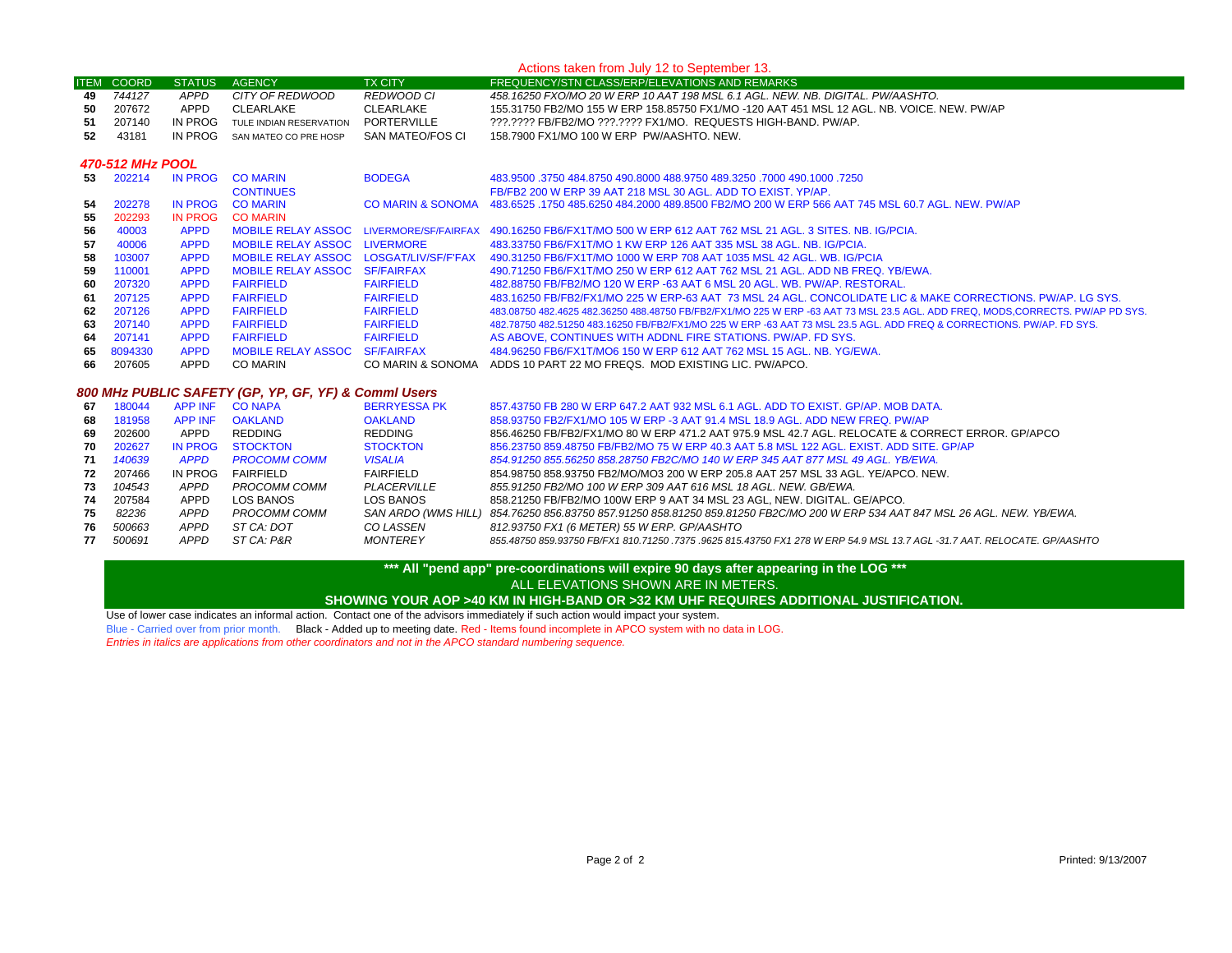Actions taken from July 12 to September 13.

| ITEM | COORD | STATUS | AGENCY | TX CITY | FREQUENCY/STN CLASS/ERP/ELEVATIONS AND REMARKS |
|---|---|---|---|---|---|
| 49 | *744127* | *APPD* | *CITY OF REDWOOD* | *REDWOOD CI* | *458.16250 FXO/MO 20 W ERP 10 AAT 198 MSL 6.1 AGL. NEW. NB. DIGITAL. PW/AASHTO.* |
| 50 | 207672 | APPD | CLEARLAKE | CLEARLAKE | 155.31750 FB2/MO 155 W ERP 158.85750 FX1/MO -120 AAT 451 MSL 12 AGL. NB. VOICE. NEW. PW/AP |
| 51 | 207140 | IN PROG | TULE INDIAN RESERVATION | PORTERVILLE | ???.???? FB/FB2/MO ???.???? FX1/MO. REQUESTS HIGH-BAND. PW/AP. |
| 52 | 43181 | IN PROG | SAN MATEO CO PRE HOSP | SAN MATEO/FOS CI | 158.7900 FX1/MO 100 W ERP PW/AASHTO. NEW. |
| | ***470-512 MHz POOL*** | | | | |
| 53 | 202214 | IN PROG | CO MARIN | BODEGA | 483.9500 .3750 484.8750 490.8000 488.9750 489.3250 .7000 490.1000 .7250 |
| | | | CONTINUES | | FB/FB2 200 W ERP 39 AAT 218 MSL 30 AGL. ADD TO EXIST. YP/AP. |
| 54 | 202278 | IN PROG | CO MARIN | CO MARIN & SONOMA | 483.6525 .1750 485.6250 484.2000 489.8500 FB2/MO 200 W ERP 566 AAT 745 MSL 60.7 AGL. NEW. PW/AP |
| 55 | 202293 | IN PROG | CO MARIN | | |
| 56 | 40003 | APPD | MOBILE RELAY ASSOC | LIVERMORE/SF/FAIRFAX | 490.16250 FB6/FX1T/MO 500 W ERP 612 AAT 762 MSL 21 AGL. 3 SITES. NB. IG/PCIA. |
| 57 | 40006 | APPD | MOBILE RELAY ASSOC | LIVERMORE | 483.33750 FB6/FX1T/MO 1 KW ERP 126 AAT 335 MSL 38 AGL. NB. IG/PCIA. |
| 58 | 103007 | APPD | MOBILE RELAY ASSOC | LOSGAT/LIV/SF/F'FAX | 490.31250 FB6/FX1T/MO 1000 W ERP 708 AAT 1035 MSL 42 AGL. WB. IG/PCIA |
| 59 | 110001 | APPD | MOBILE RELAY ASSOC | SF/FAIRFAX | 490.71250 FB6/FX1T/MO 250 W ERP 612 AAT 762 MSL 21 AGL. ADD NB FREQ. YB/EWA. |
| 60 | 207320 | APPD | FAIRFIELD | FAIRFIELD | 482.88750 FB/FB2/MO 120 W ERP -63 AAT 6 MSL 20 AGL. WB. PW/AP. RESTORAL. |
| 61 | 207125 | APPD | FAIRFIELD | FAIRFIELD | 483.16250 FB/FB2/FX1/MO 225 W ERP-63 AAT 73 MSL 24 AGL. CONCOLIDATE LIC & MAKE CORRECTIONS. PW/AP. LG SYS. |
| 62 | 207126 | APPD | FAIRFIELD | FAIRFIELD | 483.08750 482.4625 482.36250 488.48750 FB/FB2/FX1/MO 225 W ERP -63 AAT 73 MSL 23.5 AGL. ADD FREQ, MODS,CORRECTS. PW/AP PD SYS. |
| 63 | 207140 | APPD | FAIRFIELD | FAIRFIELD | 482.78750 482.51250 483.16250 FB/FB2/FX1/MO 225 W ERP -63 AAT 73 MSL 23.5 AGL. ADD FREQ & CORRECTIONS. PW/AP. FD SYS. |
| 64 | 207141 | APPD | FAIRFIELD | FAIRFIELD | AS ABOVE, CONTINUES WITH ADDNL FIRE STATIONS. PW/AP. FD SYS. |
| 65 | 8094330 | APPD | MOBILE RELAY ASSOC | SF/FAIRFAX | 484.96250 FB6/FX1T/MO6 150 W ERP 612 AAT 762 MSL 15 AGL. NB. YG/EWA. |
| 66 | 207605 | APPD | CO MARIN | CO MARIN & SONOMA | ADDS 10 PART 22 MO FREQS. MOD EXISTING LIC. PW/APCO. |
| | ***800 MHz PUBLIC SAFETY (GP, YP, GF, YF) & Comml Users*** | | | | |
| 67 | 180044 | APP INF | CO NAPA | BERRYESSA PK | 857.43750 FB 280 W ERP 647.2 AAT 932 MSL 6.1 AGL. ADD TO EXIST. GP/AP. MOB DATA. |
| 68 | 181958 | APP INF | OAKLAND | OAKLAND | 858.93750 FB2/FX1/MO 105 W ERP -3 AAT 91.4 MSL 18.9 AGL. ADD NEW FREQ. PW/AP |
| 69 | 202600 | APPD | REDDING | REDDING | 856.46250 FB/FB2/FX1/MO 80 W ERP 471.2 AAT 975.9 MSL 42.7 AGL. RELOCATE & CORRECT ERROR. GP/APCO |
| 70 | 202627 | IN PROG | STOCKTON | STOCKTON | 856.23750 859.48750 FB/FB2/MO 75 W ERP 40.3 AAT 5.8 MSL 122 AGL. EXIST. ADD SITE. GP/AP |
| 71 | *140639* | *APPD* | *PROCOMM COMM* | *VISALIA* | *854.91250 855.56250 858.28750 FB2C/MO 140 W ERP 345 AAT 877 MSL 49 AGL. YB/EWA.* |
| 72 | 207466 | IN PROG | FAIRFIELD | FAIRFIELD | 854.98750 858.93750 FB2/MO/MO3 200 W ERP 205.8 AAT 257 MSL 33 AGL. YE/APCO. NEW. |
| 73 | *104543* | *APPD* | *PROCOMM COMM* | *PLACERVILLE* | *855.91250 FB2/MO 100 W ERP 309 AAT 616 MSL 18 AGL. NEW. GB/EWA.* |
| 74 | 207584 | APPD | LOS BANOS | LOS BANOS | 858.21250 FB/FB2/MO 100W ERP 9 AAT 34 MSL 23 AGL, NEW. DIGITAL. GE/APCO. |
| 75 | *82236* | *APPD* | *PROCOMM COMM* | *SAN ARDO (WMS HILL)* | *854.76250 856.83750 857.91250 858.81250 859.81250 FB2C/MO 200 W ERP 534 AAT 847 MSL 26 AGL. NEW. YB/EWA.* |
| 76 | *500663* | *APPD* | *ST CA: DOT* | *CO LASSEN* | *812.93750 FX1 (6 METER) 55 W ERP. GP/AASHTO* |
| 77 | *500691* | *APPD* | *ST CA: P&R* | *MONTEREY* | *855.48750 859.93750 FB/FX1 810.71250 .7375 .9625 815.43750 FX1 278 W ERP 54.9 MSL 13.7 AGL -31.7 AAT. RELOCATE. GP/AASHTO* |

**\*\*\* All "pend app" pre-coordinations will expire 90 days after appearing in the LOG \*\*\***

ALL ELEVATIONS SHOWN ARE IN METERS.

**SHOWING YOUR AOP >40 KM IN HIGH-BAND OR >32 KM UHF REQUIRES ADDITIONAL JUSTIFICATION.**

Use of lower case indicates an informal action. Contact one of the advisors immediately if such action would impact your system.

Blue - Carried over from prior month. Black - Added up to meeting date. Red - Items found incomplete in APCO system with no data in LOG.

*Entries in italics are applications from other coordinators and not in the APCO standard numbering sequence.*

Printed: 9/13/2007